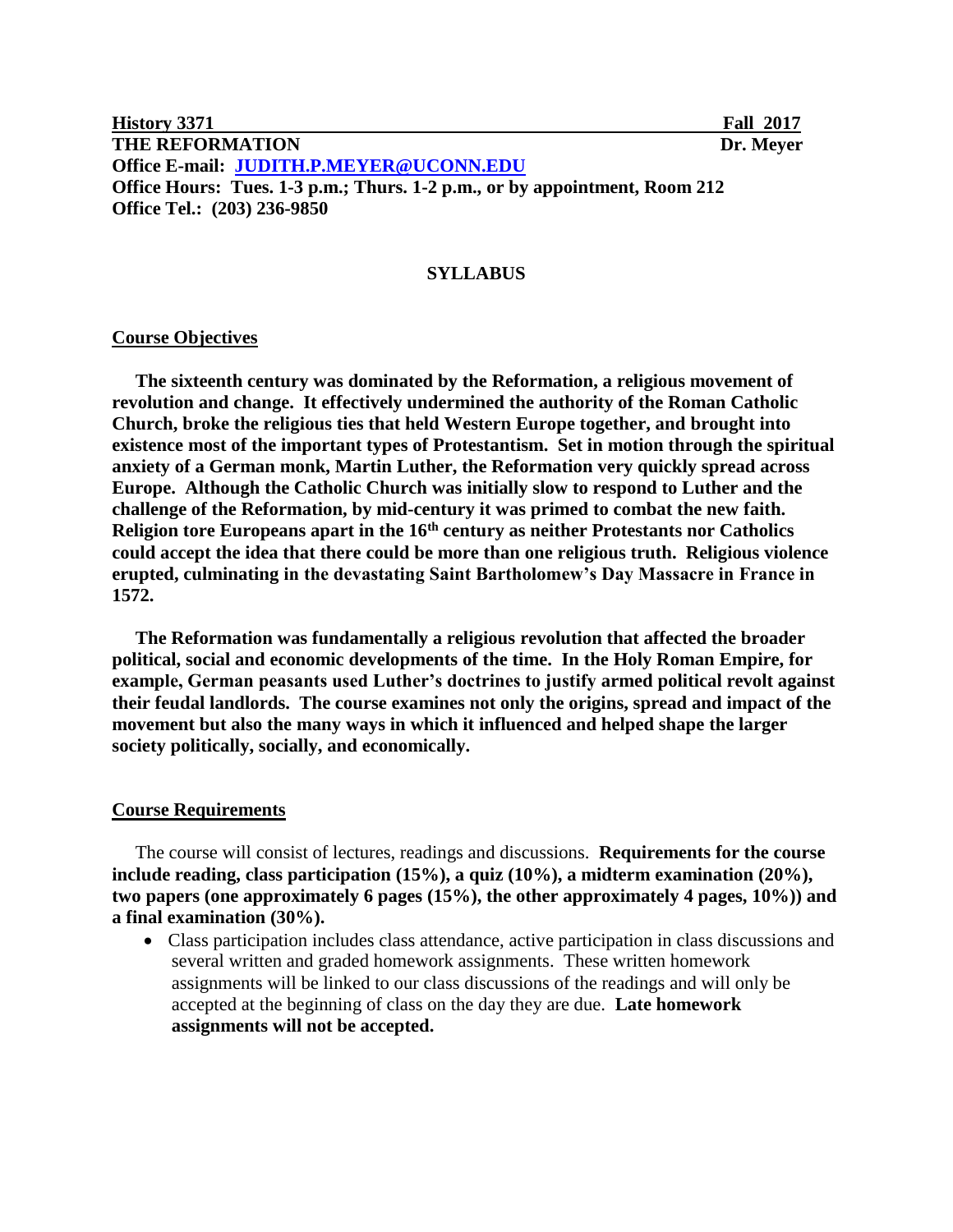**History 3371** **Fall 2017**

**THE REFORMATION** **Dr. Meyer**

**Office E-mail: [JUDITH.P.MEYER@UCONN.EDU](mailto:JUDITH.P.MEYER@UCONN.EDU)**

**Office Hours: Tues. 1-3 p.m.; Thurs. 1-2 p.m., or by appointment, Room 212**

**Office Tel.: (203) 236-9850**

# SYLLABUS

## Course Objectives

**The sixteenth century was dominated by the Reformation, a religious movement of revolution and change. It effectively undermined the authority of the Roman Catholic Church, broke the religious ties that held Western Europe together, and brought into existence most of the important types of Protestantism. Set in motion through the spiritual anxiety of a German monk, Martin Luther, the Reformation very quickly spread across Europe. Although the Catholic Church was initially slow to respond to Luther and the challenge of the Reformation, by mid-century it was primed to combat the new faith. Religion tore Europeans apart in the 16th century as neither Protestants nor Catholics could accept the idea that there could be more than one religious truth. Religious violence erupted, culminating in the devastating Saint Bartholomew's Day Massacre in France in 1572.**

**The Reformation was fundamentally a religious revolution that affected the broader political, social and economic developments of the time. In the Holy Roman Empire, for example, German peasants used Luther's doctrines to justify armed political revolt against their feudal landlords. The course examines not only the origins, spread and impact of the movement but also the many ways in which it influenced and helped shape the larger society politically, socially, and economically.**

## Course Requirements

The course will consist of lectures, readings and discussions. **Requirements for the course include reading, class participation (15%), a quiz (10%), a midterm examination (20%), two papers (one approximately 6 pages (15%), the other approximately 4 pages, 10%)) and a final examination (30%).**

- Class participation includes class attendance, active participation in class discussions and several written and graded homework assignments. These written homework assignments will be linked to our class discussions of the readings and will only be accepted at the beginning of class on the day they are due. **Late homework assignments will not be accepted.**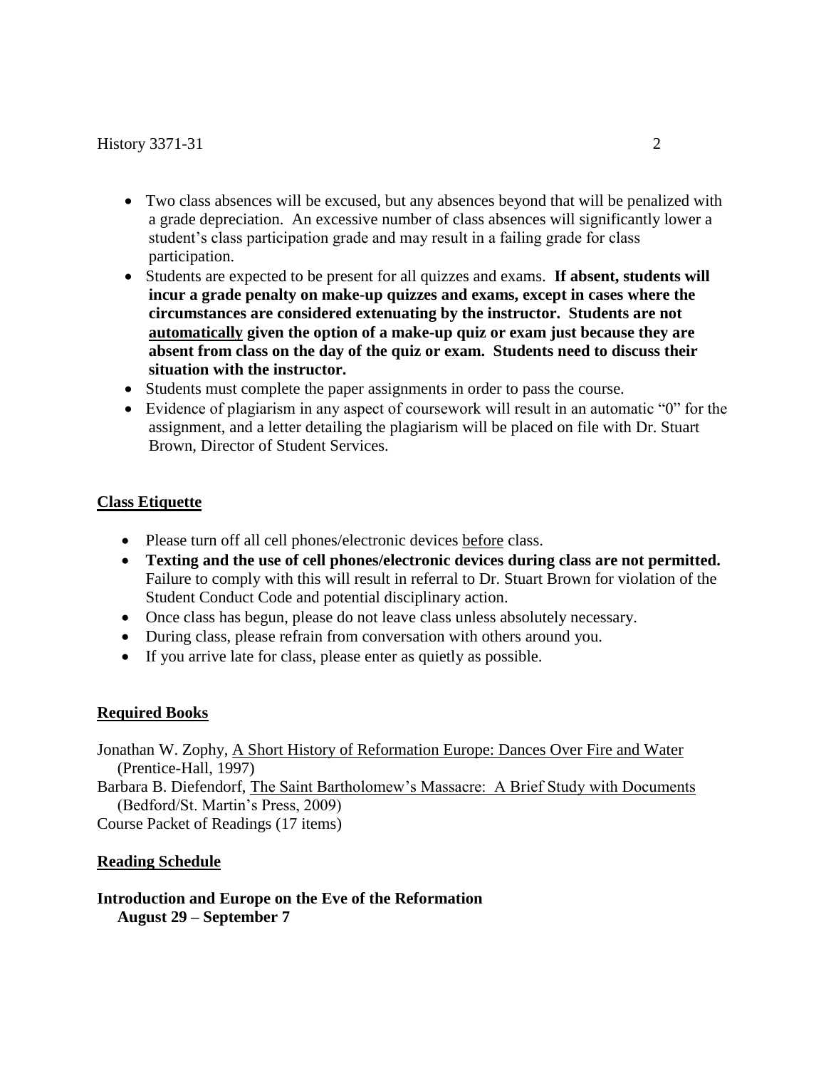- Two class absences will be excused, but any absences beyond that will be penalized with a grade depreciation. An excessive number of class absences will significantly lower a student's class participation grade and may result in a failing grade for class participation.
- Students are expected to be present for all quizzes and exams. **If absent, students will incur a grade penalty on make-up quizzes and exams, except in cases where the circumstances are considered extenuating by the instructor. Students are not <u>automatically</u> given the option of a make-up quiz or exam just because they are absent from class on the day of the quiz or exam. Students need to discuss their situation with the instructor.**
- Students must complete the paper assignments in order to pass the course.
- Evidence of plagiarism in any aspect of coursework will result in an automatic "0" for the assignment, and a letter detailing the plagiarism will be placed on file with Dr. Stuart Brown, Director of Student Services.

## <u>Class Etiquette</u>

- Please turn off all cell phones/electronic devices <u>before</u> class.
- **Texting and the use of cell phones/electronic devices during class are not permitted.** Failure to comply with this will result in referral to Dr. Stuart Brown for violation of the Student Conduct Code and potential disciplinary action.
- Once class has begun, please do not leave class unless absolutely necessary.
- During class, please refrain from conversation with others around you.
- If you arrive late for class, please enter as quietly as possible.

## <u>Required Books</u>

Jonathan W. Zophy, <u>A Short History of Reformation Europe: Dances Over Fire and Water</u> (Prentice-Hall, 1997)
Barbara B. Diefendorf, <u>The Saint Bartholomew's Massacre: A Brief Study with Documents</u> (Bedford/St. Martin's Press, 2009)
Course Packet of Readings (17 items)

## <u>Reading Schedule</u>

**Introduction and Europe on the Eve of the Reformation**
**August 29 – September 7**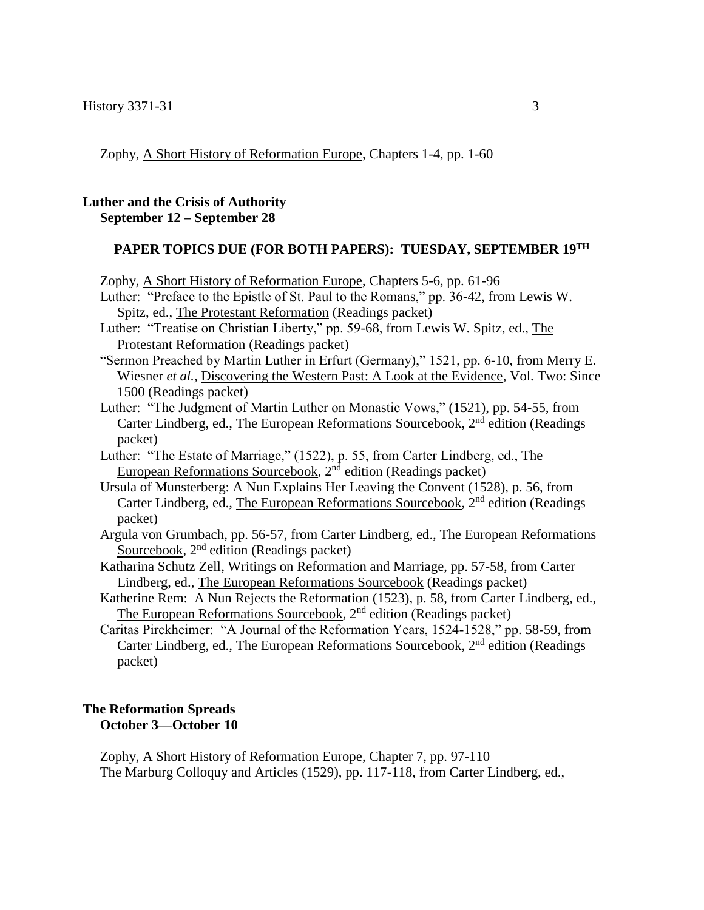Zophy, A Short History of Reformation Europe, Chapters 1-4, pp. 1-60

**Luther and the Crisis of Authority**
**September 12 – September 28**

**PAPER TOPICS DUE (FOR BOTH PAPERS): TUESDAY, SEPTEMBER 19TH**

Zophy, A Short History of Reformation Europe, Chapters 5-6, pp. 61-96

Luther: "Preface to the Epistle of St. Paul to the Romans," pp. 36-42, from Lewis W. Spitz, ed., The Protestant Reformation (Readings packet)

Luther: "Treatise on Christian Liberty," pp. 59-68, from Lewis W. Spitz, ed., The Protestant Reformation (Readings packet)

"Sermon Preached by Martin Luther in Erfurt (Germany)," 1521, pp. 6-10, from Merry E. Wiesner *et al.*, Discovering the Western Past: A Look at the Evidence, Vol. Two: Since 1500 (Readings packet)

Luther: "The Judgment of Martin Luther on Monastic Vows," (1521), pp. 54-55, from Carter Lindberg, ed., The European Reformations Sourcebook, 2nd edition (Readings packet)

Luther: "The Estate of Marriage," (1522), p. 55, from Carter Lindberg, ed., The European Reformations Sourcebook, 2nd edition (Readings packet)

Ursula of Munsterberg: A Nun Explains Her Leaving the Convent (1528), p. 56, from Carter Lindberg, ed., The European Reformations Sourcebook, 2nd edition (Readings packet)

Argula von Grumbach, pp. 56-57, from Carter Lindberg, ed., The European Reformations Sourcebook, 2nd edition (Readings packet)

Katharina Schutz Zell, Writings on Reformation and Marriage, pp. 57-58, from Carter Lindberg, ed., The European Reformations Sourcebook (Readings packet)

Katherine Rem: A Nun Rejects the Reformation (1523), p. 58, from Carter Lindberg, ed., The European Reformations Sourcebook, 2nd edition (Readings packet)

Caritas Pirckheimer: "A Journal of the Reformation Years, 1524-1528," pp. 58-59, from Carter Lindberg, ed., The European Reformations Sourcebook, 2nd edition (Readings packet)

**The Reformation Spreads**
**October 3—October 10**

Zophy, A Short History of Reformation Europe, Chapter 7, pp. 97-110

The Marburg Colloquy and Articles (1529), pp. 117-118, from Carter Lindberg, ed.,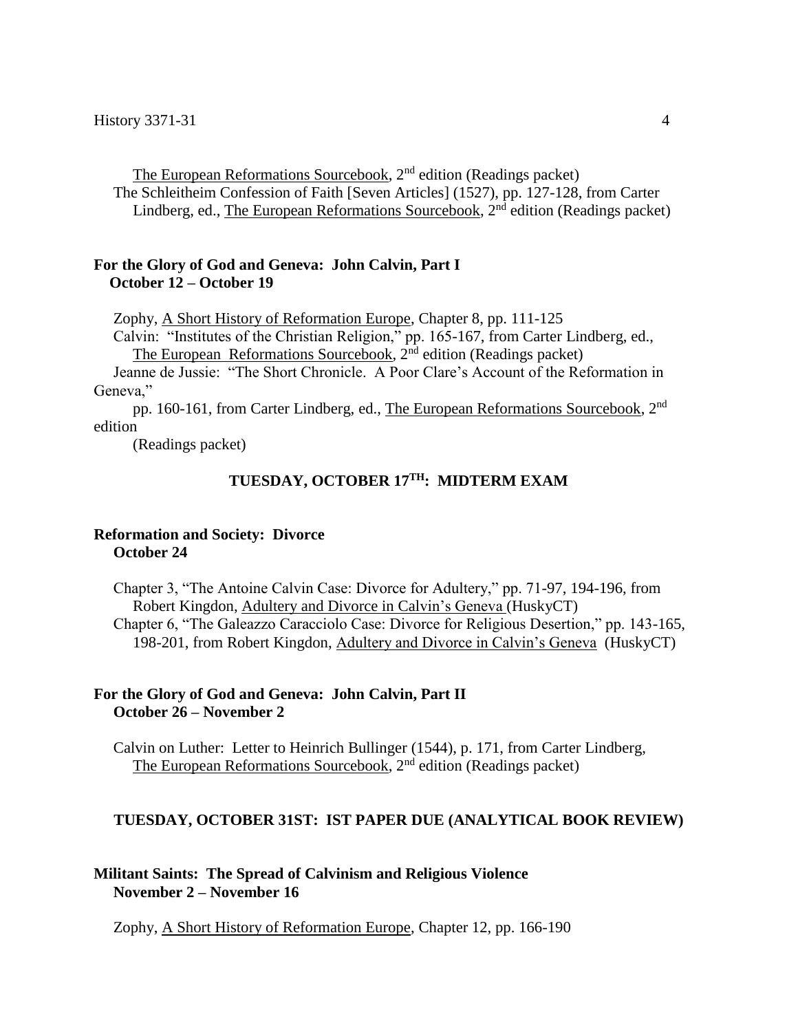The European Reformations Sourcebook, 2nd edition (Readings packet)
The Schleitheim Confession of Faith [Seven Articles] (1527), pp. 127-128, from Carter Lindberg, ed., The European Reformations Sourcebook, 2nd edition (Readings packet)

**For the Glory of God and Geneva: John Calvin, Part I**
**October 12 – October 19**

Zophy, A Short History of Reformation Europe, Chapter 8, pp. 111-125
Calvin: "Institutes of the Christian Religion," pp. 165-167, from Carter Lindberg, ed., The European Reformations Sourcebook, 2nd edition (Readings packet)
Jeanne de Jussie: "The Short Chronicle. A Poor Clare's Account of the Reformation in Geneva," pp. 160-161, from Carter Lindberg, ed., The European Reformations Sourcebook, 2nd edition (Readings packet)

**TUESDAY, OCTOBER 17TH: MIDTERM EXAM**

**Reformation and Society: Divorce**
**October 24**

Chapter 3, "The Antoine Calvin Case: Divorce for Adultery," pp. 71-97, 194-196, from Robert Kingdon, Adultery and Divorce in Calvin's Geneva (HuskyCT)
Chapter 6, "The Galeazzo Caracciolo Case: Divorce for Religious Desertion," pp. 143-165, 198-201, from Robert Kingdon, Adultery and Divorce in Calvin's Geneva (HuskyCT)

**For the Glory of God and Geneva: John Calvin, Part II**
**October 26 – November 2**

Calvin on Luther: Letter to Heinrich Bullinger (1544), p. 171, from Carter Lindberg, The European Reformations Sourcebook, 2nd edition (Readings packet)

**TUESDAY, OCTOBER 31ST: IST PAPER DUE (ANALYTICAL BOOK REVIEW)**

**Militant Saints: The Spread of Calvinism and Religious Violence**
**November 2 – November 16**

Zophy, A Short History of Reformation Europe, Chapter 12, pp. 166-190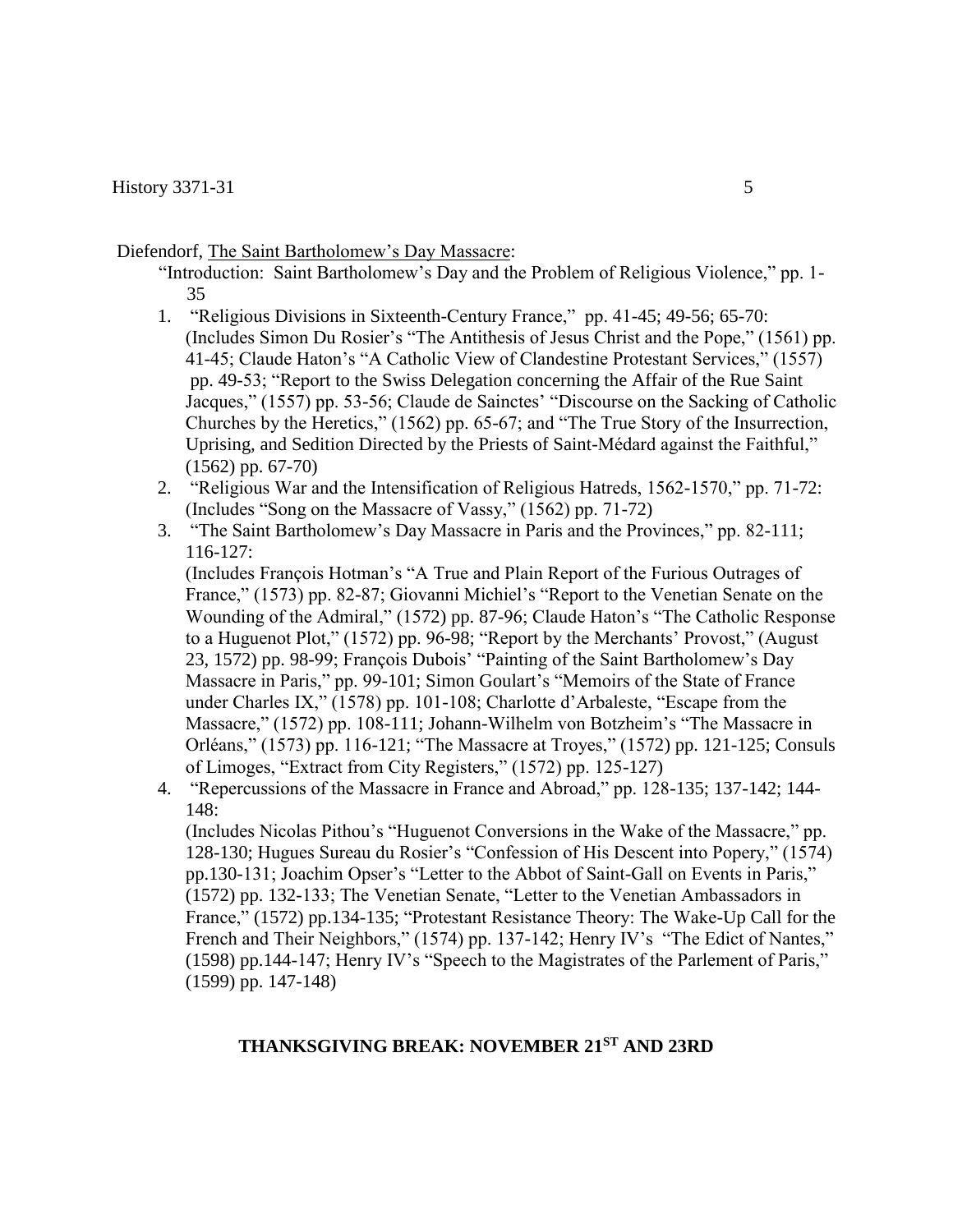Diefendorf, The Saint Bartholomew's Day Massacre:

"Introduction: Saint Bartholomew's Day and the Problem of Religious Violence," pp. 1-35

1. "Religious Divisions in Sixteenth-Century France," pp. 41-45; 49-56; 65-70: (Includes Simon Du Rosier's "The Antithesis of Jesus Christ and the Pope," (1561) pp. 41-45; Claude Haton's "A Catholic View of Clandestine Protestant Services," (1557) pp. 49-53; "Report to the Swiss Delegation concerning the Affair of the Rue Saint Jacques," (1557) pp. 53-56; Claude de Sainctes' "Discourse on the Sacking of Catholic Churches by the Heretics," (1562) pp. 65-67; and "The True Story of the Insurrection, Uprising, and Sedition Directed by the Priests of Saint-Médard against the Faithful," (1562) pp. 67-70)
2. "Religious War and the Intensification of Religious Hatreds, 1562-1570," pp. 71-72: (Includes "Song on the Massacre of Vassy," (1562) pp. 71-72)
3. "The Saint Bartholomew's Day Massacre in Paris and the Provinces," pp. 82-111; 116-127: (Includes François Hotman's "A True and Plain Report of the Furious Outrages of France," (1573) pp. 82-87; Giovanni Michiel's "Report to the Venetian Senate on the Wounding of the Admiral," (1572) pp. 87-96; Claude Haton's "The Catholic Response to a Huguenot Plot," (1572) pp. 96-98; "Report by the Merchants' Provost," (August 23, 1572) pp. 98-99; François Dubois' "Painting of the Saint Bartholomew's Day Massacre in Paris," pp. 99-101; Simon Goulart's "Memoirs of the State of France under Charles IX," (1578) pp. 101-108; Charlotte d'Arbaleste, "Escape from the Massacre," (1572) pp. 108-111; Johann-Wilhelm von Botzheim's "The Massacre in Orléans," (1573) pp. 116-121; "The Massacre at Troyes," (1572) pp. 121-125; Consuls of Limoges, "Extract from City Registers," (1572) pp. 125-127)
4. "Repercussions of the Massacre in France and Abroad," pp. 128-135; 137-142; 144-148: (Includes Nicolas Pithou's "Huguenot Conversions in the Wake of the Massacre," pp. 128-130; Hugues Sureau du Rosier's "Confession of His Descent into Popery," (1574) pp.130-131; Joachim Opser's "Letter to the Abbot of Saint-Gall on Events in Paris," (1572) pp. 132-133; The Venetian Senate, "Letter to the Venetian Ambassadors in France," (1572) pp.134-135; "Protestant Resistance Theory: The Wake-Up Call for the French and Their Neighbors," (1574) pp. 137-142; Henry IV's "The Edict of Nantes," (1598) pp.144-147; Henry IV's "Speech to the Magistrates of the Parlement of Paris," (1599) pp. 147-148)

**THANKSGIVING BREAK: NOVEMBER 21ST AND 23RD**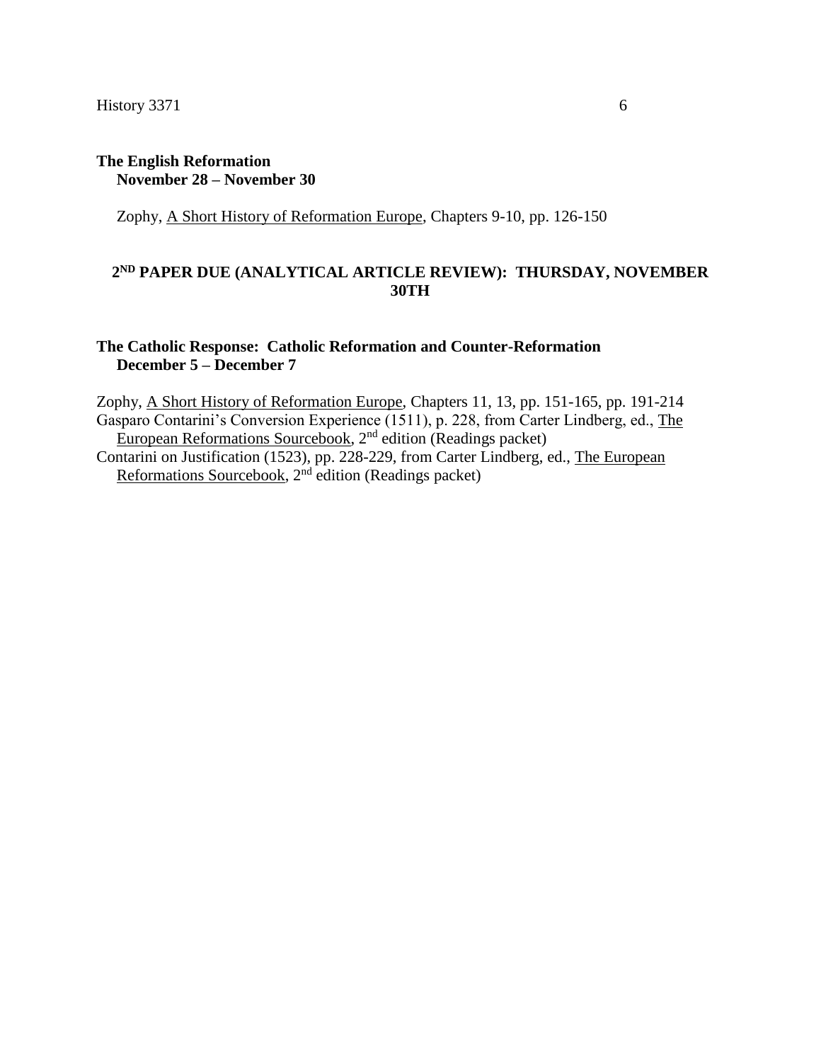**The English Reformation**
**November 28 – November 30**

Zophy, A Short History of Reformation Europe, Chapters 9-10, pp. 126-150

**2ND PAPER DUE (ANALYTICAL ARTICLE REVIEW): THURSDAY, NOVEMBER 30TH**

**The Catholic Response: Catholic Reformation and Counter-Reformation**
**December 5 – December 7**

Zophy, A Short History of Reformation Europe, Chapters 11, 13, pp. 151-165, pp. 191-214
Gasparo Contarini's Conversion Experience (1511), p. 228, from Carter Lindberg, ed., The European Reformations Sourcebook, 2nd edition (Readings packet)
Contarini on Justification (1523), pp. 228-229, from Carter Lindberg, ed., The European Reformations Sourcebook, 2nd edition (Readings packet)